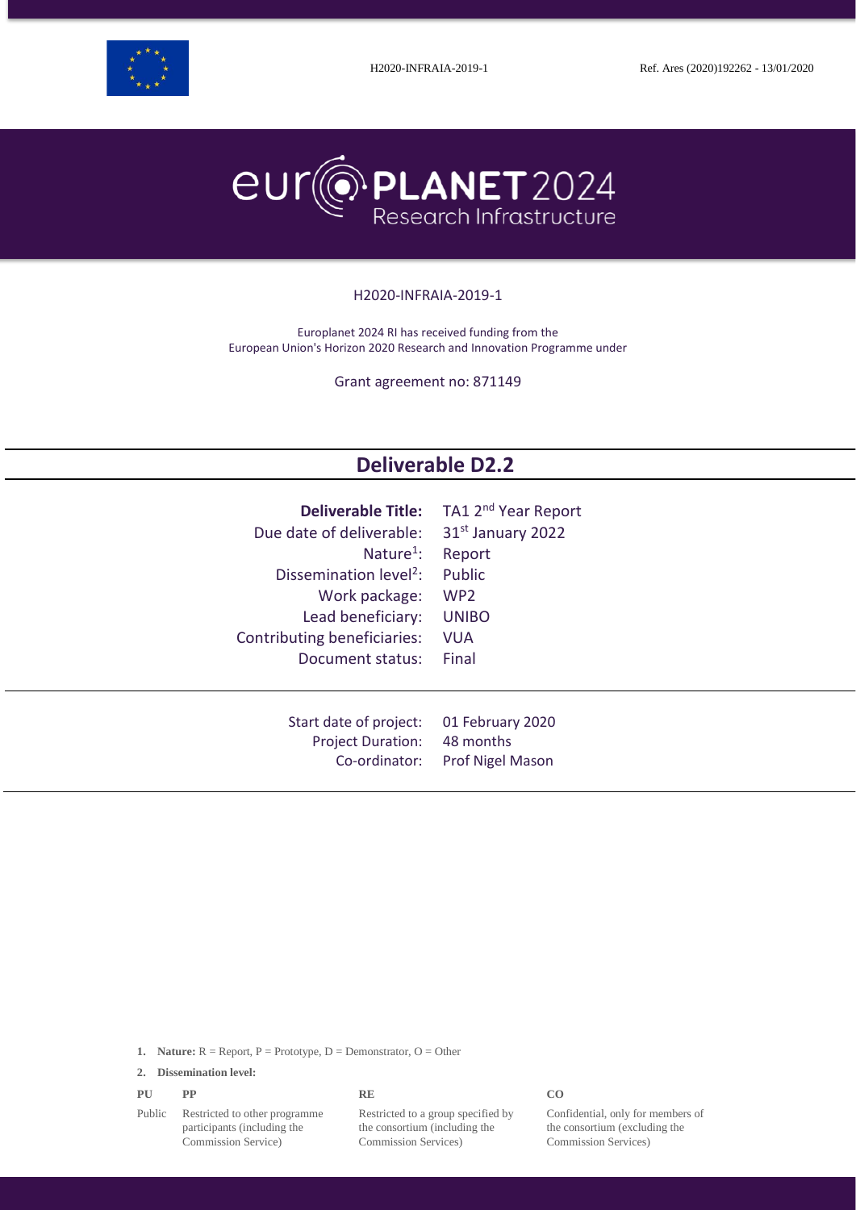H2020-INFRAIA-2019-1 Ref. Ares (2020)192262 - 13/01/2020

# europlanet 2024 Research Infrastructure

H2020-INFRAIA-2019-1

Europlanet 2024 RI has received funding from the European Union's Horizon 2020 Research and Innovation Programme under

Grant agreement no: 871149

## Deliverable D2.2

| | |
|---|---|
| **Deliverable Title:** | TA1 2nd Year Report |
| Due date of deliverable: | 31st January 2022 |
| Nature[1]: | Report |
| Dissemination level[2]: | Public |
| Work package: | WP2 |
| Lead beneficiary: | UNIBO |
| Contributing beneficiaries: | VUA |
| Document status: | Final |

| | |
|---|---|
| Start date of project: | 01 February 2020 |
| Project Duration: | 48 months |
| Co-ordinator: | Prof Nigel Mason |

1. **Nature:** R = Report, P = Prototype, D = Demonstrator, O = Other
2. **Dissemination level:**

| PU | PP | RE | CO |
|---|---|---|---|
| Public | Restricted to other programme participants (including the Commission Service) | Restricted to a group specified by the consortium (including the Commission Services) | Confidential, only for members of the consortium (excluding the Commission Services) |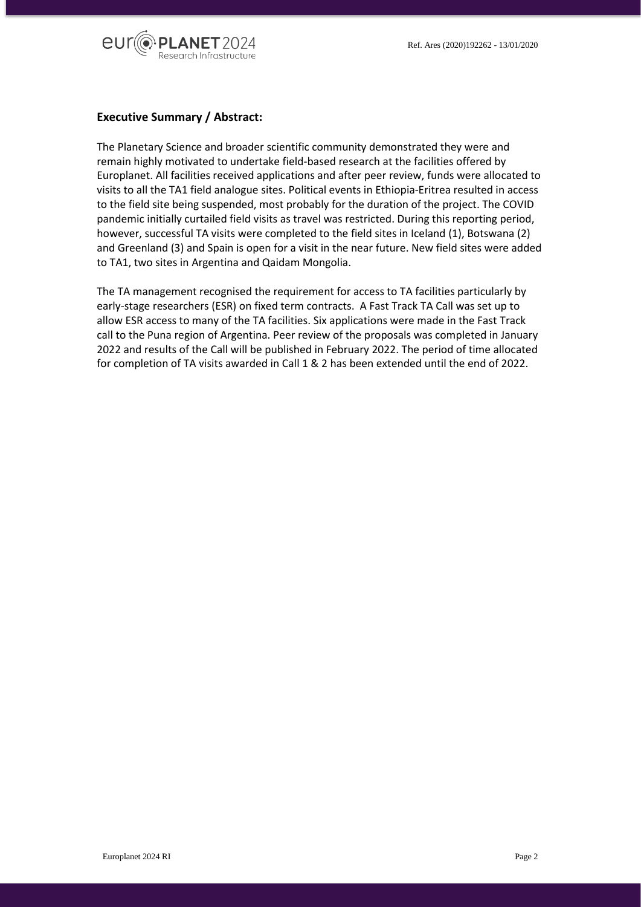## Executive Summary / Abstract:

The Planetary Science and broader scientific community demonstrated they were and remain highly motivated to undertake field-based research at the facilities offered by Europlanet. All facilities received applications and after peer review, funds were allocated to visits to all the TA1 field analogue sites. Political events in Ethiopia-Eritrea resulted in access to the field site being suspended, most probably for the duration of the project. The COVID pandemic initially curtailed field visits as travel was restricted. During this reporting period, however, successful TA visits were completed to the field sites in Iceland (1), Botswana (2) and Greenland (3) and Spain is open for a visit in the near future. New field sites were added to TA1, two sites in Argentina and Qaidam Mongolia.

The TA management recognised the requirement for access to TA facilities particularly by early-stage researchers (ESR) on fixed term contracts. A Fast Track TA Call was set up to allow ESR access to many of the TA facilities. Six applications were made in the Fast Track call to the Puna region of Argentina. Peer review of the proposals was completed in January 2022 and results of the Call will be published in February 2022. The period of time allocated for completion of TA visits awarded in Call 1 & 2 has been extended until the end of 2022.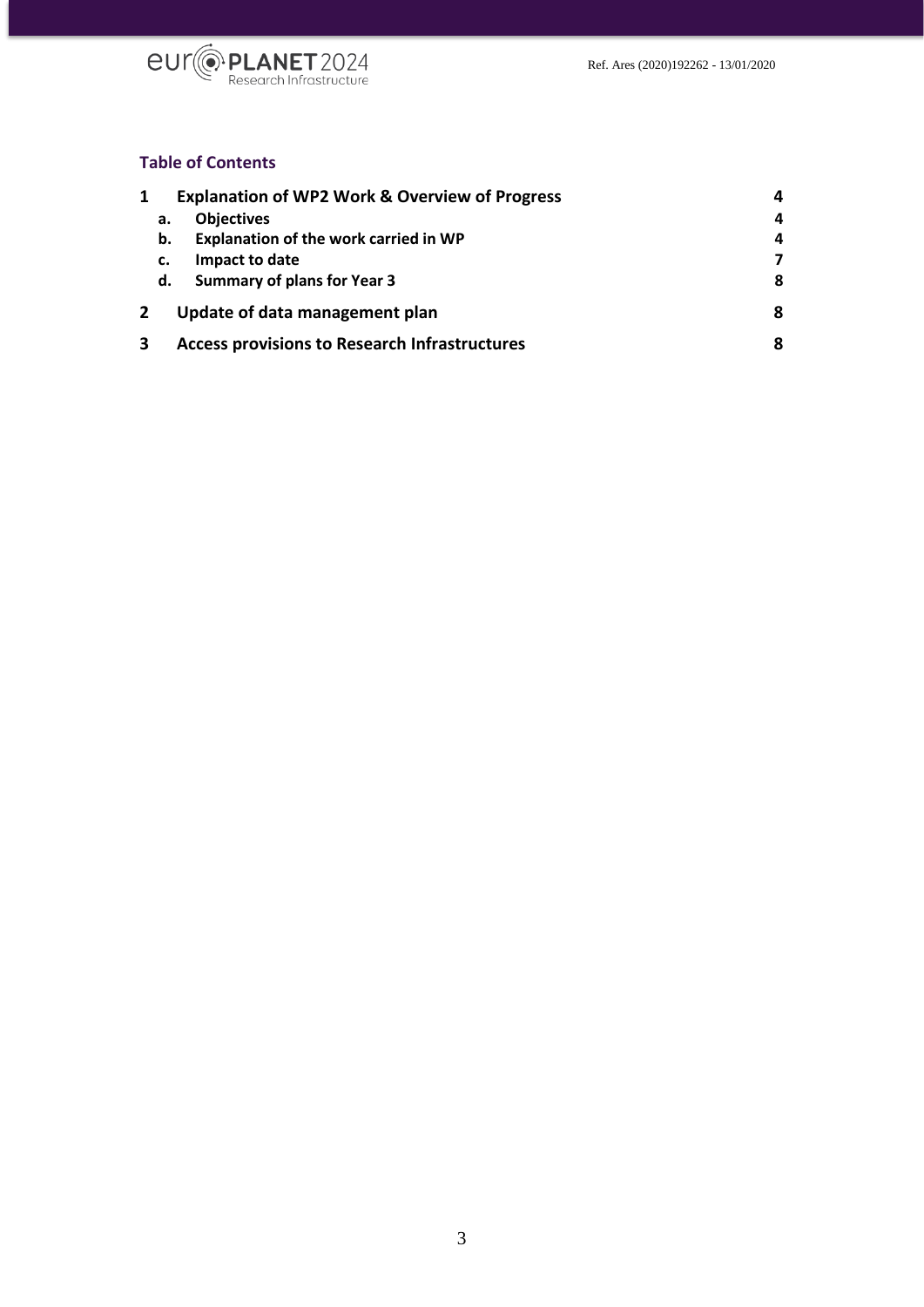## Table of Contents

| | | |
|---|---|---|
| **1** | **Explanation of WP2 Work & Overview of Progress** | **4** |
| **a.** | **Objectives** | **4** |
| **b.** | **Explanation of the work carried in WP** | **4** |
| **c.** | **Impact to date** | **7** |
| **d.** | **Summary of plans for Year 3** | **8** |
| **2** | **Update of data management plan** | **8** |
| **3** | **Access provisions to Research Infrastructures** | **8** |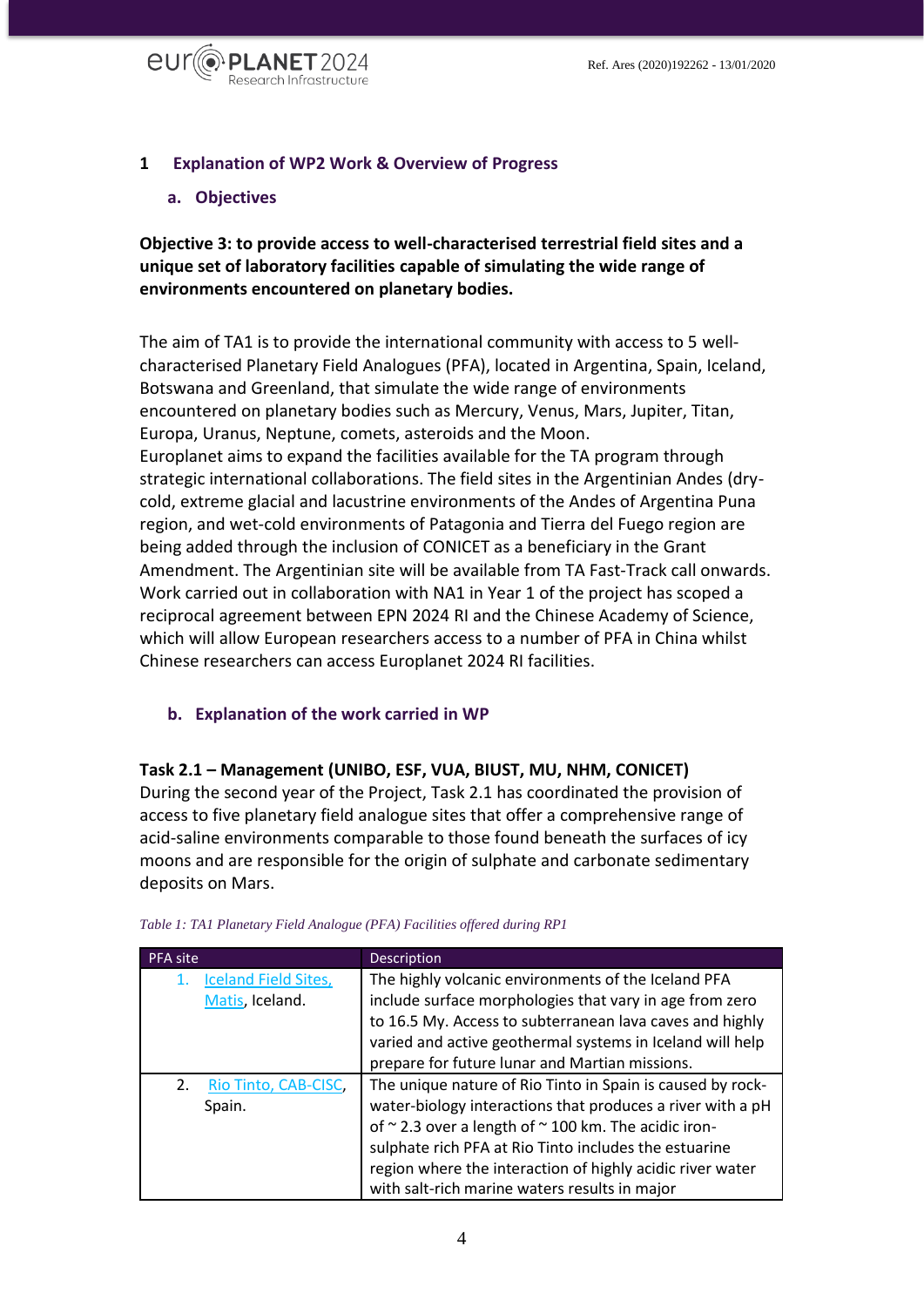# 1 Explanation of WP2 Work & Overview of Progress

## a. Objectives

**Objective 3: to provide access to well-characterised terrestrial field sites and a unique set of laboratory facilities capable of simulating the wide range of environments encountered on planetary bodies.**

The aim of TA1 is to provide the international community with access to 5 well-characterised Planetary Field Analogues (PFA), located in Argentina, Spain, Iceland, Botswana and Greenland, that simulate the wide range of environments encountered on planetary bodies such as Mercury, Venus, Mars, Jupiter, Titan, Europa, Uranus, Neptune, comets, asteroids and the Moon.
Europlanet aims to expand the facilities available for the TA program through strategic international collaborations. The field sites in the Argentinian Andes (dry-cold, extreme glacial and lacustrine environments of the Andes of Argentina Puna region, and wet-cold environments of Patagonia and Tierra del Fuego region are being added through the inclusion of CONICET as a beneficiary in the Grant Amendment. The Argentinian site will be available from TA Fast-Track call onwards. Work carried out in collaboration with NA1 in Year 1 of the project has scoped a reciprocal agreement between EPN 2024 RI and the Chinese Academy of Science, which will allow European researchers access to a number of PFA in China whilst Chinese researchers can access Europlanet 2024 RI facilities.

## b. Explanation of the work carried in WP

**Task 2.1 – Management (UNIBO, ESF, VUA, BIUST, MU, NHM, CONICET)**
During the second year of the Project, Task 2.1 has coordinated the provision of access to five planetary field analogue sites that offer a comprehensive range of acid-saline environments comparable to those found beneath the surfaces of icy moons and are responsible for the origin of sulphate and carbonate sedimentary deposits on Mars.

*Table 1: TA1 Planetary Field Analogue (PFA) Facilities offered during RP1*

| PFA site | Description |
|---|---|
| 1. Iceland Field Sites, Matis, Iceland. | The highly volcanic environments of the Iceland PFA include surface morphologies that vary in age from zero to 16.5 My. Access to subterranean lava caves and highly varied and active geothermal systems in Iceland will help prepare for future lunar and Martian missions. |
| 2. Rio Tinto, CAB-CISC, Spain. | The unique nature of Rio Tinto in Spain is caused by rock-water-biology interactions that produces a river with a pH of ~ 2.3 over a length of ~ 100 km. The acidic iron-sulphate rich PFA at Rio Tinto includes the estuarine region where the interaction of highly acidic river water with salt-rich marine waters results in major |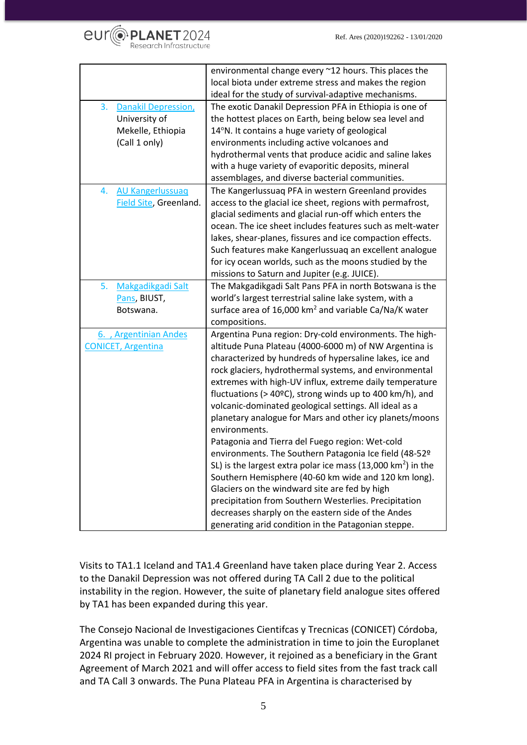| | |
|---|---|
| | environmental change every ~12 hours. This places the local biota under extreme stress and makes the region ideal for the study of survival-adaptive mechanisms. |
| 3. Danakil Depression, University of Mekelle, Ethiopia (Call 1 only) | The exotic Danakil Depression PFA in Ethiopia is one of the hottest places on Earth, being below sea level and 14°N. It contains a huge variety of geological environments including active volcanoes and hydrothermal vents that produce acidic and saline lakes with a huge variety of evaporitic deposits, mineral assemblages, and diverse bacterial communities. |
| 4. AU Kangerlussuaq Field Site, Greenland. | The Kangerlussuaq PFA in western Greenland provides access to the glacial ice sheet, regions with permafrost, glacial sediments and glacial run-off which enters the ocean. The ice sheet includes features such as melt-water lakes, shear-planes, fissures and ice compaction effects. Such features make Kangerlussuaq an excellent analogue for icy ocean worlds, such as the moons studied by the missions to Saturn and Jupiter (e.g. JUICE). |
| 5. Makgadikgadi Salt Pans, BIUST, Botswana. | The Makgadikgadi Salt Pans PFA in north Botswana is the world's largest terrestrial saline lake system, with a surface area of 16,000 $km^2$ and variable Ca/Na/K water compositions. |
| 6. , Argentinian Andes CONICET, Argentina | Argentina Puna region: Dry-cold environments. The high-altitude Puna Plateau (4000-6000 m) of NW Argentina is characterized by hundreds of hypersaline lakes, ice and rock glaciers, hydrothermal systems, and environmental extremes with high-UV influx, extreme daily temperature fluctuations (> 40ºC), strong winds up to 400 km/h), and volcanic-dominated geological settings. All ideal as a planetary analogue for Mars and other icy planets/moons environments.<br>Patagonia and Tierra del Fuego region: Wet-cold environments. The Southern Patagonia Ice field (48-52º SL) is the largest extra polar ice mass (13,000 $km^2$) in the Southern Hemisphere (40-60 km wide and 120 km long). Glaciers on the windward site are fed by high precipitation from Southern Westerlies. Precipitation decreases sharply on the eastern side of the Andes generating arid condition in the Patagonian steppe. |

Visits to TA1.1 Iceland and TA1.4 Greenland have taken place during Year 2. Access to the Danakil Depression was not offered during TA Call 2 due to the political instability in the region. However, the suite of planetary field analogue sites offered by TA1 has been expanded during this year.

The Consejo Nacional de Investigaciones Cientifcas y Trecnicas (CONICET) Córdoba, Argentina was unable to complete the administration in time to join the Europlanet 2024 RI project in February 2020. However, it rejoined as a beneficiary in the Grant Agreement of March 2021 and will offer access to field sites from the fast track call and TA Call 3 onwards. The Puna Plateau PFA in Argentina is characterised by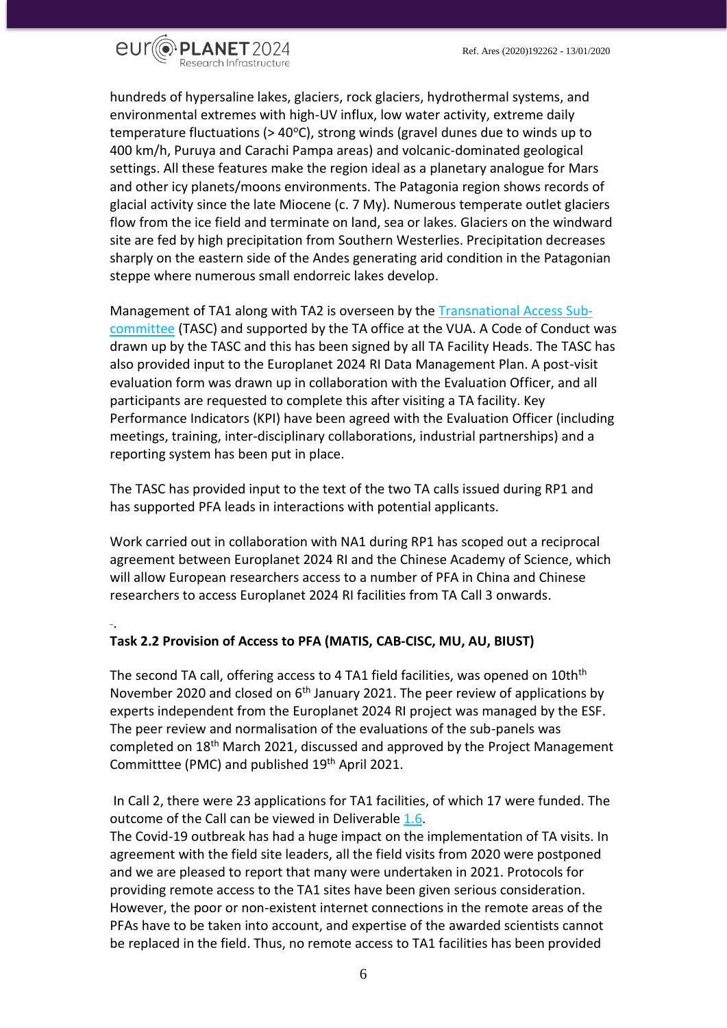hundreds of hypersaline lakes, glaciers, rock glaciers, hydrothermal systems, and environmental extremes with high-UV influx, low water activity, extreme daily temperature fluctuations (> 40°C), strong winds (gravel dunes due to winds up to 400 km/h, Puruya and Carachi Pampa areas) and volcanic-dominated geological settings. All these features make the region ideal as a planetary analogue for Mars and other icy planets/moons environments. The Patagonia region shows records of glacial activity since the late Miocene (c. 7 My). Numerous temperate outlet glaciers flow from the ice field and terminate on land, sea or lakes. Glaciers on the windward site are fed by high precipitation from Southern Westerlies. Precipitation decreases sharply on the eastern side of the Andes generating arid condition in the Patagonian steppe where numerous small endorreic lakes develop.

Management of TA1 along with TA2 is overseen by the Transnational Access Sub-committee (TASC) and supported by the TA office at the VUA. A Code of Conduct was drawn up by the TASC and this has been signed by all TA Facility Heads. The TASC has also provided input to the Europlanet 2024 RI Data Management Plan. A post-visit evaluation form was drawn up in collaboration with the Evaluation Officer, and all participants are requested to complete this after visiting a TA facility. Key Performance Indicators (KPI) have been agreed with the Evaluation Officer (including meetings, training, inter-disciplinary collaborations, industrial partnerships) and a reporting system has been put in place.

The TASC has provided input to the text of the two TA calls issued during RP1 and has supported PFA leads in interactions with potential applicants.

Work carried out in collaboration with NA1 during RP1 has scoped out a reciprocal agreement between Europlanet 2024 RI and the Chinese Academy of Science, which will allow European researchers access to a number of PFA in China and Chinese researchers to access Europlanet 2024 RI facilities from TA Call 3 onwards.

### Task 2.2 Provision of Access to PFA (MATIS, CAB-CISC, MU, AU, BIUST)

The second TA call, offering access to 4 TA1 field facilities, was opened on 10th[th] November 2020 and closed on 6[th] January 2021. The peer review of applications by experts independent from the Europlanet 2024 RI project was managed by the ESF. The peer review and normalisation of the evaluations of the sub-panels was completed on 18[th] March 2021, discussed and approved by the Project Management Committtee (PMC) and published 19[th] April 2021.

In Call 2, there were 23 applications for TA1 facilities, of which 17 were funded. The outcome of the Call can be viewed in Deliverable 1.6.

The Covid-19 outbreak has had a huge impact on the implementation of TA visits. In agreement with the field site leaders, all the field visits from 2020 were postponed and we are pleased to report that many were undertaken in 2021. Protocols for providing remote access to the TA1 sites have been given serious consideration. However, the poor or non-existent internet connections in the remote areas of the PFAs have to be taken into account, and expertise of the awarded scientists cannot be replaced in the field. Thus, no remote access to TA1 facilities has been provided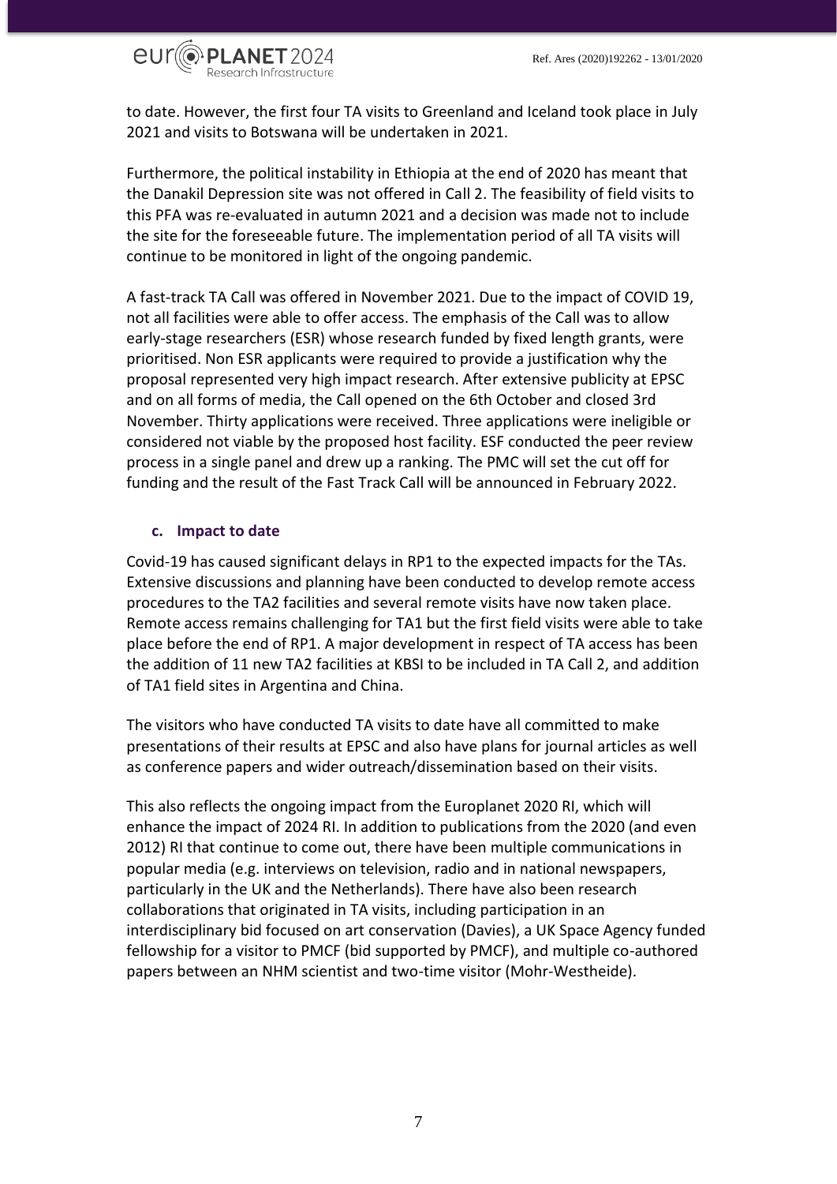to date. However, the first four TA visits to Greenland and Iceland took place in July 2021 and visits to Botswana will be undertaken in 2021.

Furthermore, the political instability in Ethiopia at the end of 2020 has meant that the Danakil Depression site was not offered in Call 2. The feasibility of field visits to this PFA was re-evaluated in autumn 2021 and a decision was made not to include the site for the foreseeable future. The implementation period of all TA visits will continue to be monitored in light of the ongoing pandemic.

A fast-track TA Call was offered in November 2021. Due to the impact of COVID 19, not all facilities were able to offer access. The emphasis of the Call was to allow early-stage researchers (ESR) whose research funded by fixed length grants, were prioritised. Non ESR applicants were required to provide a justification why the proposal represented very high impact research. After extensive publicity at EPSC and on all forms of media, the Call opened on the 6th October and closed 3rd November. Thirty applications were received. Three applications were ineligible or considered not viable by the proposed host facility. ESF conducted the peer review process in a single panel and drew up a ranking. The PMC will set the cut off for funding and the result of the Fast Track Call will be announced in February 2022.

### c. Impact to date

Covid-19 has caused significant delays in RP1 to the expected impacts for the TAs. Extensive discussions and planning have been conducted to develop remote access procedures to the TA2 facilities and several remote visits have now taken place. Remote access remains challenging for TA1 but the first field visits were able to take place before the end of RP1. A major development in respect of TA access has been the addition of 11 new TA2 facilities at KBSI to be included in TA Call 2, and addition of TA1 field sites in Argentina and China.

The visitors who have conducted TA visits to date have all committed to make presentations of their results at EPSC and also have plans for journal articles as well as conference papers and wider outreach/dissemination based on their visits.

This also reflects the ongoing impact from the Europlanet 2020 RI, which will enhance the impact of 2024 RI. In addition to publications from the 2020 (and even 2012) RI that continue to come out, there have been multiple communications in popular media (e.g. interviews on television, radio and in national newspapers, particularly in the UK and the Netherlands). There have also been research collaborations that originated in TA visits, including participation in an interdisciplinary bid focused on art conservation (Davies), a UK Space Agency funded fellowship for a visitor to PMCF (bid supported by PMCF), and multiple co-authored papers between an NHM scientist and two-time visitor (Mohr-Westheide).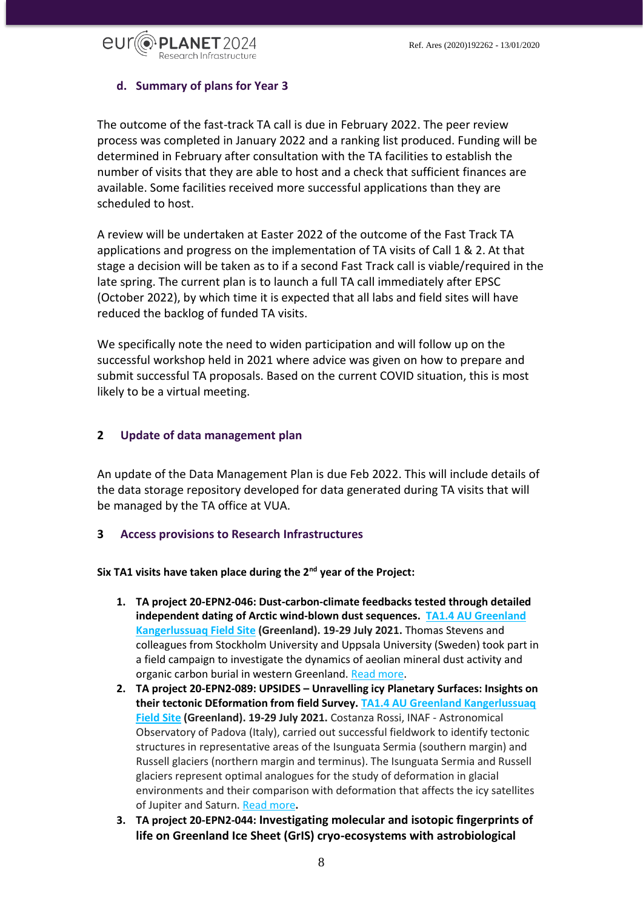### d. Summary of plans for Year 3

The outcome of the fast-track TA call is due in February 2022. The peer review process was completed in January 2022 and a ranking list produced. Funding will be determined in February after consultation with the TA facilities to establish the number of visits that they are able to host and a check that sufficient finances are available. Some facilities received more successful applications than they are scheduled to host.

A review will be undertaken at Easter 2022 of the outcome of the Fast Track TA applications and progress on the implementation of TA visits of Call 1 & 2. At that stage a decision will be taken as to if a second Fast Track call is viable/required in the late spring. The current plan is to launch a full TA call immediately after EPSC (October 2022), by which time it is expected that all labs and field sites will have reduced the backlog of funded TA visits.

We specifically note the need to widen participation and will follow up on the successful workshop held in 2021 where advice was given on how to prepare and submit successful TA proposals. Based on the current COVID situation, this is most likely to be a virtual meeting.

## 2 Update of data management plan

An update of the Data Management Plan is due Feb 2022. This will include details of the data storage repository developed for data generated during TA visits that will be managed by the TA office at VUA.

## 3 Access provisions to Research Infrastructures

**Six TA1 visits have taken place during the 2nd year of the Project:**

1. **TA project 20-EPN2-046: Dust-carbon-climate feedbacks tested through detailed independent dating of Arctic wind-blown dust sequences. TA1.4 AU Greenland Kangerlussuaq Field Site (Greenland). 19-29 July 2021.** Thomas Stevens and colleagues from Stockholm University and Uppsala University (Sweden) took part in a field campaign to investigate the dynamics of aeolian mineral dust activity and organic carbon burial in western Greenland. Read more.
2. **TA project 20-EPN2-089: UPSIDES – Unravelling icy Planetary Surfaces: Insights on their tectonic DEformation from field Survey. TA1.4 AU Greenland Kangerlussuaq Field Site (Greenland). 19-29 July 2021.** Costanza Rossi, INAF - Astronomical Observatory of Padova (Italy), carried out successful fieldwork to identify tectonic structures in representative areas of the Isunguata Sermia (southern margin) and Russell glaciers (northern margin and terminus). The Isunguata Sermia and Russell glaciers represent optimal analogues for the study of deformation in glacial environments and their comparison with deformation that affects the icy satellites of Jupiter and Saturn. Read more**.**
3. **TA project 20-EPN2-044: Investigating molecular and isotopic fingerprints of life on Greenland Ice Sheet (GrIS) cryo-ecosystems with astrobiological**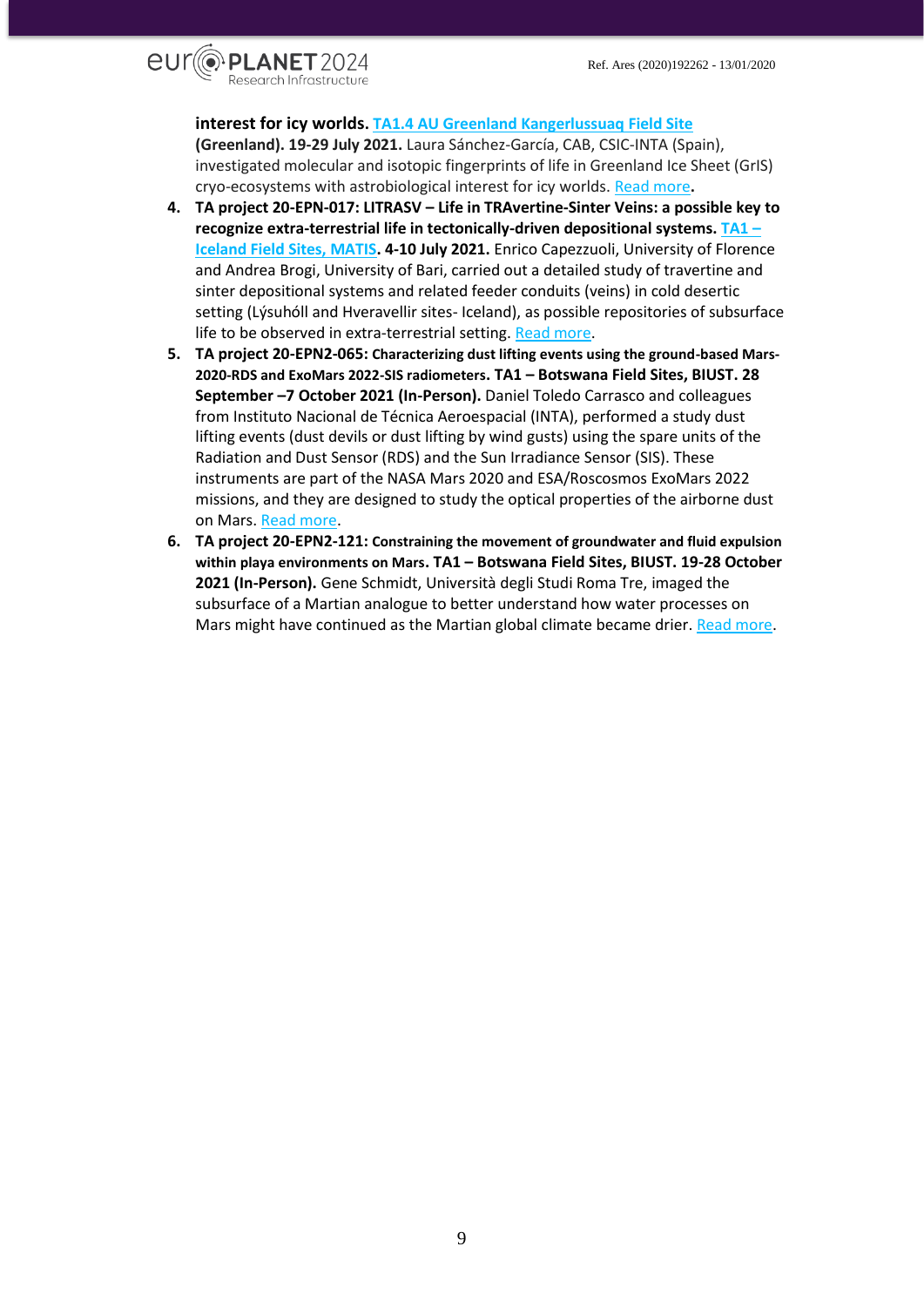**interest for icy worlds. TA1.4 AU Greenland Kangerlussuaq Field Site (Greenland). 19-29 July 2021.** Laura Sánchez-García, CAB, CSIC-INTA (Spain), investigated molecular and isotopic fingerprints of life in Greenland Ice Sheet (GrIS) cryo-ecosystems with astrobiological interest for icy worlds. Read more**.**

4. **TA project 20-EPN-017: LITRASV – Life in TRAvertine-Sinter Veins: a possible key to recognize extra-terrestrial life in tectonically-driven depositional systems. TA1 – Iceland Field Sites, MATIS. 4-10 July 2021.** Enrico Capezzuoli, University of Florence and Andrea Brogi, University of Bari, carried out a detailed study of travertine and sinter depositional systems and related feeder conduits (veins) in cold desertic setting (Lýsuhóll and Hveravellir sites- Iceland), as possible repositories of subsurface life to be observed in extra-terrestrial setting. Read more.
5. **TA project 20-EPN2-065: Characterizing dust lifting events using the ground-based Mars-2020-RDS and ExoMars 2022-SIS radiometers. TA1 – Botswana Field Sites, BIUST. 28 September –7 October 2021 (In-Person).** Daniel Toledo Carrasco and colleagues from Instituto Nacional de Técnica Aeroespacial (INTA), performed a study dust lifting events (dust devils or dust lifting by wind gusts) using the spare units of the Radiation and Dust Sensor (RDS) and the Sun Irradiance Sensor (SIS). These instruments are part of the NASA Mars 2020 and ESA/Roscosmos ExoMars 2022 missions, and they are designed to study the optical properties of the airborne dust on Mars. Read more.
6. **TA project 20-EPN2-121: Constraining the movement of groundwater and fluid expulsion within playa environments on Mars. TA1 – Botswana Field Sites, BIUST. 19-28 October 2021 (In-Person).** Gene Schmidt, Università degli Studi Roma Tre, imaged the subsurface of a Martian analogue to better understand how water processes on Mars might have continued as the Martian global climate became drier. Read more.